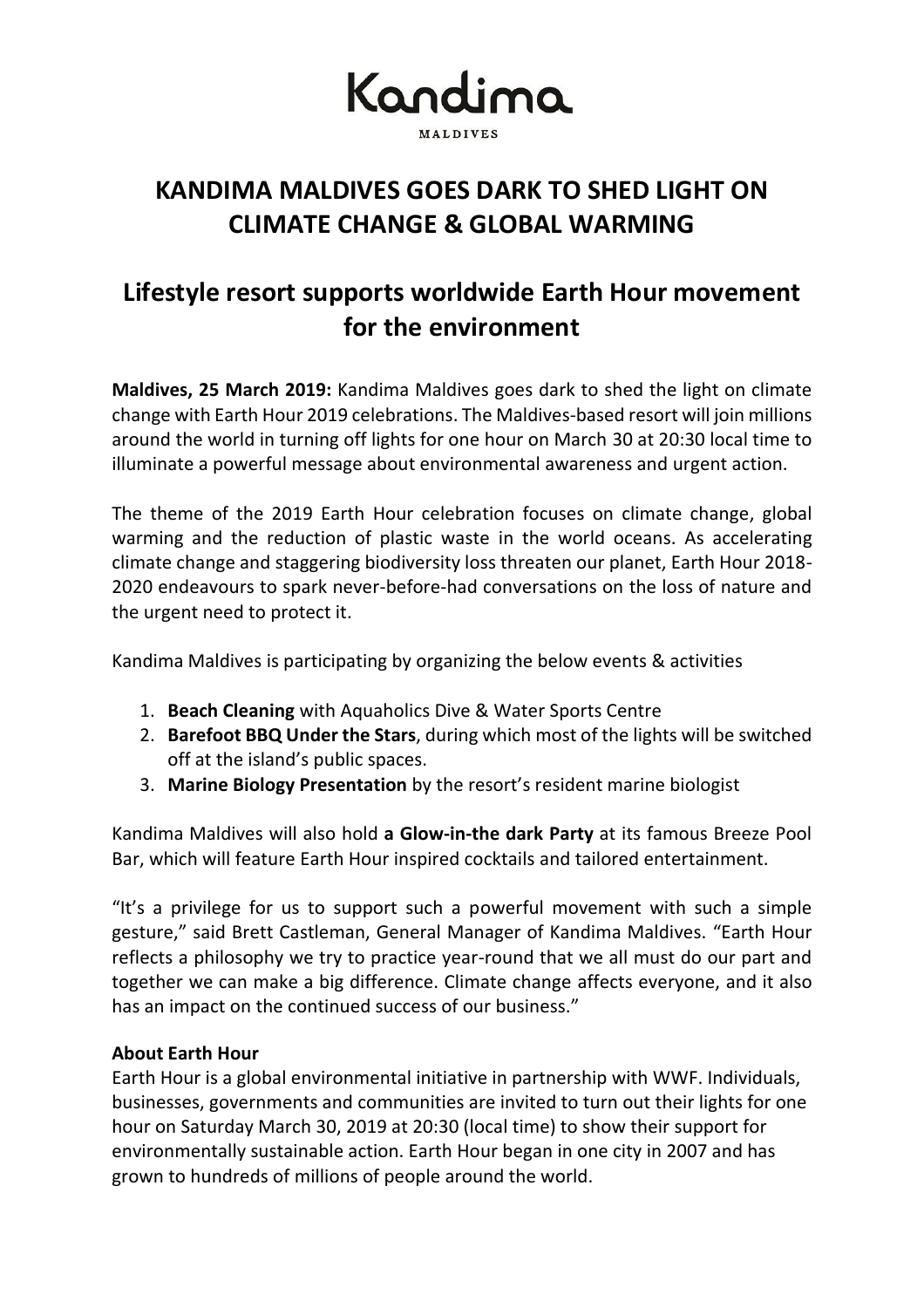Kandima

MALDIVES

# KANDIMA MALDIVES GOES DARK TO SHED LIGHT ON CLIMATE CHANGE & GLOBAL WARMING

## Lifestyle resort supports worldwide Earth Hour movement for the environment

**Maldives, 25 March 2019:** Kandima Maldives goes dark to shed the light on climate change with Earth Hour 2019 celebrations. The Maldives-based resort will join millions around the world in turning off lights for one hour on March 30 at 20:30 local time to illuminate a powerful message about environmental awareness and urgent action.

The theme of the 2019 Earth Hour celebration focuses on climate change, global warming and the reduction of plastic waste in the world oceans. As accelerating climate change and staggering biodiversity loss threaten our planet, Earth Hour 2018-2020 endeavours to spark never-before-had conversations on the loss of nature and the urgent need to protect it.

Kandima Maldives is participating by organizing the below events & activities

1. **Beach Cleaning** with Aquaholics Dive & Water Sports Centre
2. **Barefoot BBQ Under the Stars**, during which most of the lights will be switched off at the island's public spaces.
3. **Marine Biology Presentation** by the resort's resident marine biologist

Kandima Maldives will also hold **a Glow-in-the dark Party** at its famous Breeze Pool Bar, which will feature Earth Hour inspired cocktails and tailored entertainment.

"It's a privilege for us to support such a powerful movement with such a simple gesture," said Brett Castleman, General Manager of Kandima Maldives. "Earth Hour reflects a philosophy we try to practice year-round that we all must do our part and together we can make a big difference. Climate change affects everyone, and it also has an impact on the continued success of our business."

**About Earth Hour**

Earth Hour is a global environmental initiative in partnership with WWF. Individuals, businesses, governments and communities are invited to turn out their lights for one hour on Saturday March 30, 2019 at 20:30 (local time) to show their support for environmentally sustainable action. Earth Hour began in one city in 2007 and has grown to hundreds of millions of people around the world.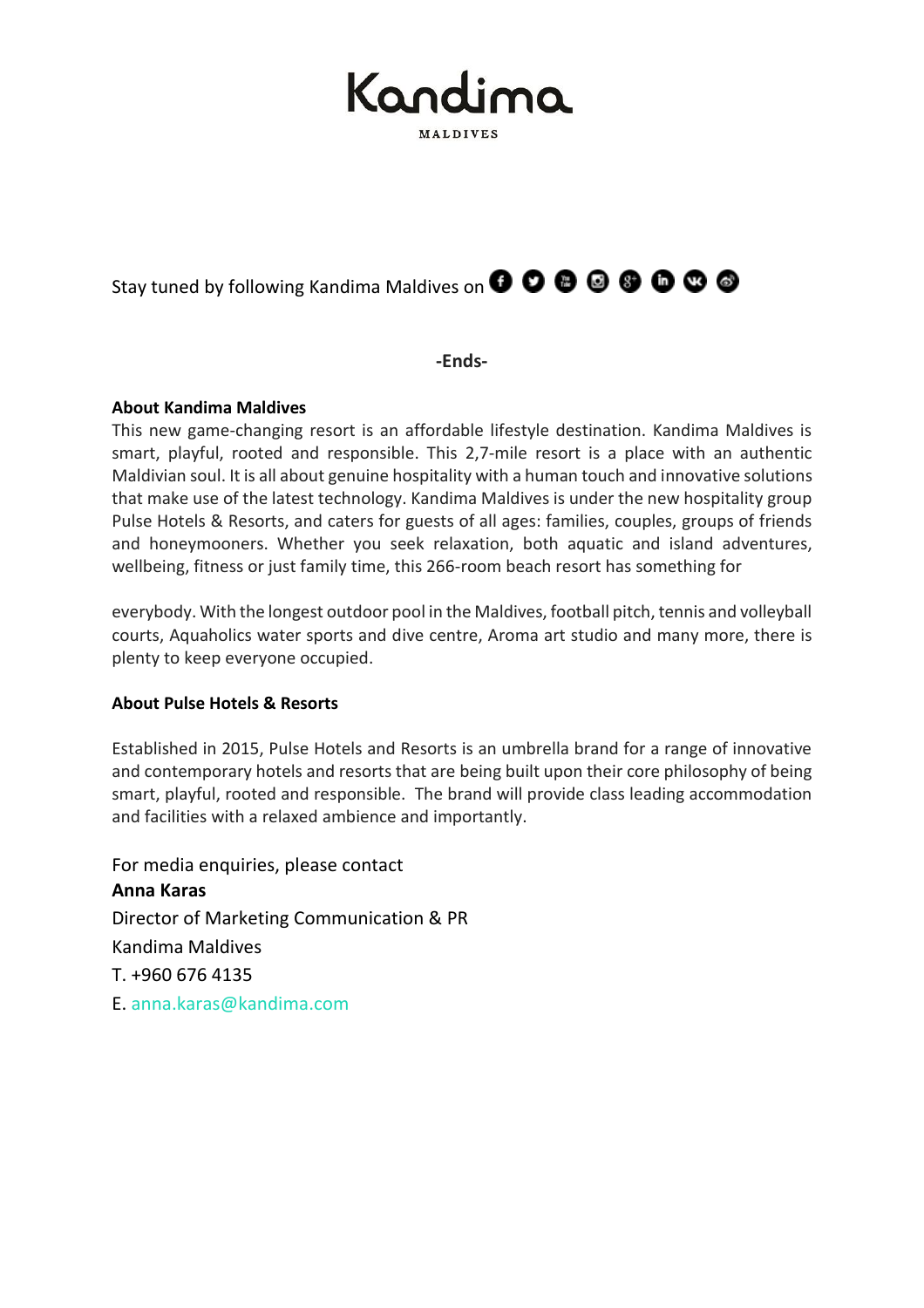Kandima

MALDIVES

Stay tuned by following Kandima Maldives on

-Ends-

**About Kandima Maldives**

This new game-changing resort is an affordable lifestyle destination. Kandima Maldives is smart, playful, rooted and responsible. This 2,7-mile resort is a place with an authentic Maldivian soul. It is all about genuine hospitality with a human touch and innovative solutions that make use of the latest technology. Kandima Maldives is under the new hospitality group Pulse Hotels & Resorts, and caters for guests of all ages: families, couples, groups of friends and honeymooners. Whether you seek relaxation, both aquatic and island adventures, wellbeing, fitness or just family time, this 266-room beach resort has something for

everybody. With the longest outdoor pool in the Maldives, football pitch, tennis and volleyball courts, Aquaholics water sports and dive centre, Aroma art studio and many more, there is plenty to keep everyone occupied.

**About Pulse Hotels & Resorts**

Established in 2015, Pulse Hotels and Resorts is an umbrella brand for a range of innovative and contemporary hotels and resorts that are being built upon their core philosophy of being smart, playful, rooted and responsible. The brand will provide class leading accommodation and facilities with a relaxed ambience and importantly.

For media enquiries, please contact
**Anna Karas**
Director of Marketing Communication & PR
Kandima Maldives
T. +960 676 4135
E. anna.karas@kandima.com